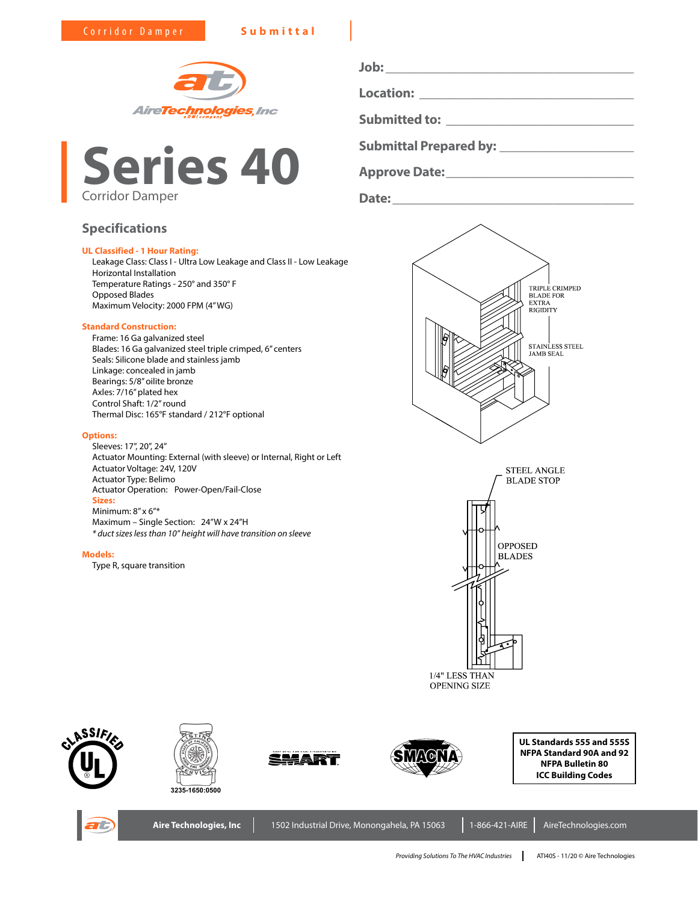Corridor Damper **Submittal**

# Series 40

Corridor Damper

**Job:** ___________________________________

**Location:** ___________________________________

**Submitted to:** ___________________________________

**Submittal Prepared by:** ___________________________________

**Approve Date:** ___________________________________

**Date:** ___________________________________

## Specifications

**UL Classified - 1 Hour Rating:**

- Leakage Class: Class I - Ultra Low Leakage and Class II - Low Leakage
- Horizontal Installation
- Temperature Ratings - 250° and 350° F
- Opposed Blades
- Maximum Velocity: 2000 FPM (4" WG)

**Standard Construction:**

- Frame: 16 Ga galvanized steel
- Blades: 16 Ga galvanized steel triple crimped, 6" centers
- Seals: Silicone blade and stainless jamb
- Linkage: concealed in jamb
- Bearings: 5/8" oilite bronze
- Axles: 7/16" plated hex
- Control Shaft: 1/2" round
- Thermal Disc: 165°F standard / 212°F optional

**Options:**

- Sleeves: 17", 20", 24"
- Actuator Mounting: External (with sleeve) or Internal, Right or Left
- Actuator Voltage: 24V, 120V
- Actuator Type: Belimo
- Actuator Operation: Power-Open/Fail-Close

**Sizes:**

- Minimum: 8" x 6"*
- Maximum – Single Section: 24"W x 24"H
- *\* duct sizes less than 10" height will have transition on sleeve*

**Models:**

- Type R, square transition

TRIPLE CRIMPED BLADE FOR EXTRA RIGIDITY

STAINLESS STEEL JAMB SEAL

STEEL ANGLE BLADE STOP

OPPOSED BLADES

1/4" LESS THAN OPENING SIZE

3235-1650:0500

**UL Standards 555 and 555S**
**NFPA Standard 90A and 92**
**NFPA Bulletin 80**
**ICC Building Codes**

**Aire Technologies, Inc** | 1502 Industrial Drive, Monongahela, PA 15063 | 1-866-421-AIRE | AireTechnologies.com

*Providing Solutions To The HVAC Industries* | ATI40S - 11/20 © Aire Technologies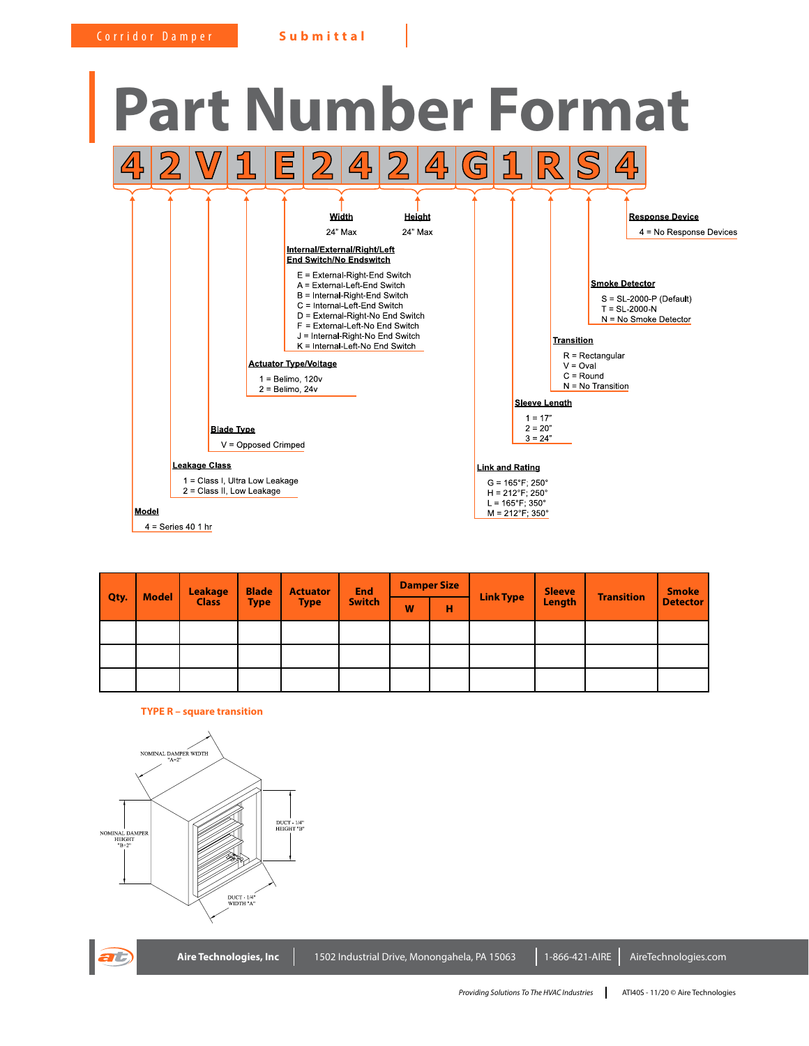Corridor Damper **Submittal**

# Part Number Format

4 2 V 1 E 24 24 G 1 R S 4

**Model**
4 = Series 40 1 hr

**Leakage Class**
1 = Class I, Ultra Low Leakage
2 = Class II, Low Leakage

**Blade Type**
V = Opposed Crimped

**Actuator Type/Voltage**
1 = Belimo, 120v
2 = Belimo, 24v

**Internal/External/Right/Left End Switch/No Endswitch**
E = External-Right-End Switch
A = External-Left-End Switch
B = Internal-Right-End Switch
C = Internal-Left-End Switch
D = External-Right-No End Switch
F = External-Left-No End Switch
J = Internal-Right-No End Switch
K = Internal-Left-No End Switch

**Width**
24" Max

**Height**
24" Max

**Link and Rating**
G = 165°F; 250°
H = 212°F; 250°
L = 165°F; 350°
M = 212°F; 350°

**Sleeve Length**
1 = 17"
2 = 20"
3 = 24"

**Transition**
R = Rectangular
V = Oval
C = Round
N = No Transition

**Smoke Detector**
S = SL-2000-P (Default)
T = SL-2000-N
N = No Smoke Detector

**Response Device**
4 = No Response Devices

| Qty. | Model | Leakage Class | Blade Type | Actuator Type | End Switch | Damper Size | | Link Type | Sleeve Length | Transition | Smoke Detector |
|---|---|---|---|---|---|---|---|---|---|---|---|
| | | | | | | W | H | | | | |
| | | | | | | | | | | | |
| | | | | | | | | | | | |
| | | | | | | | | | | | |

**TYPE R – square transition**

NOMINAL DAMPER WIDTH "A-2"

NOMINAL DAMPER HEIGHT "B-2"

DUCT - 1/4" HEIGHT "B"

DUCT - 1/4" WIDTH "A"

**Aire Technologies, Inc** | 1502 Industrial Drive, Monongahela, PA 15063 | 1-866-421-AIRE | AireTechnologies.com

*Providing Solutions To The HVAC Industries* | ATI40S - 11/20 © Aire Technologies